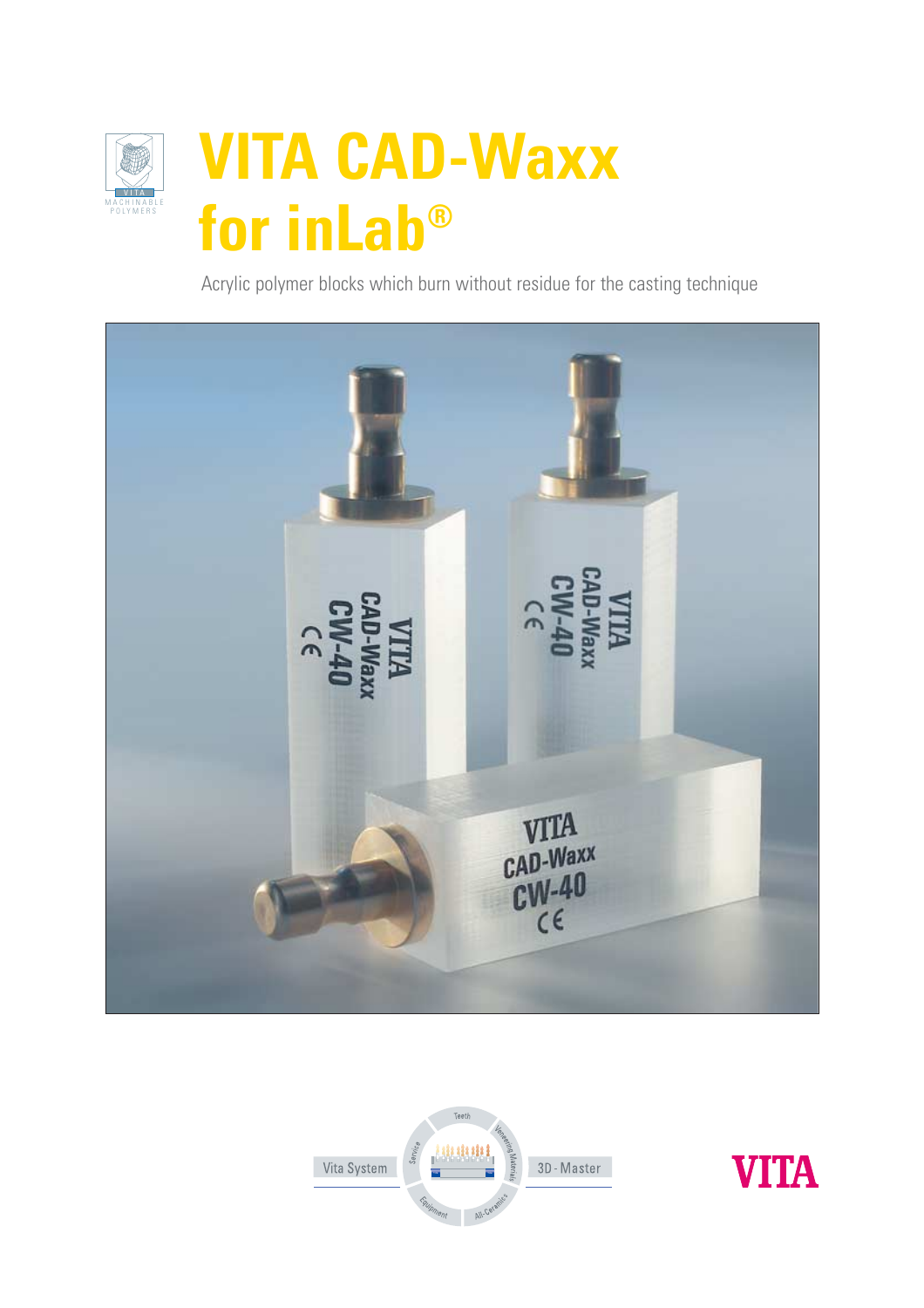# VITA CAD-Waxx for inLab®

Acrylic polymer blocks which burn without residue for the casting technique

Vita System

3D-Master

VITA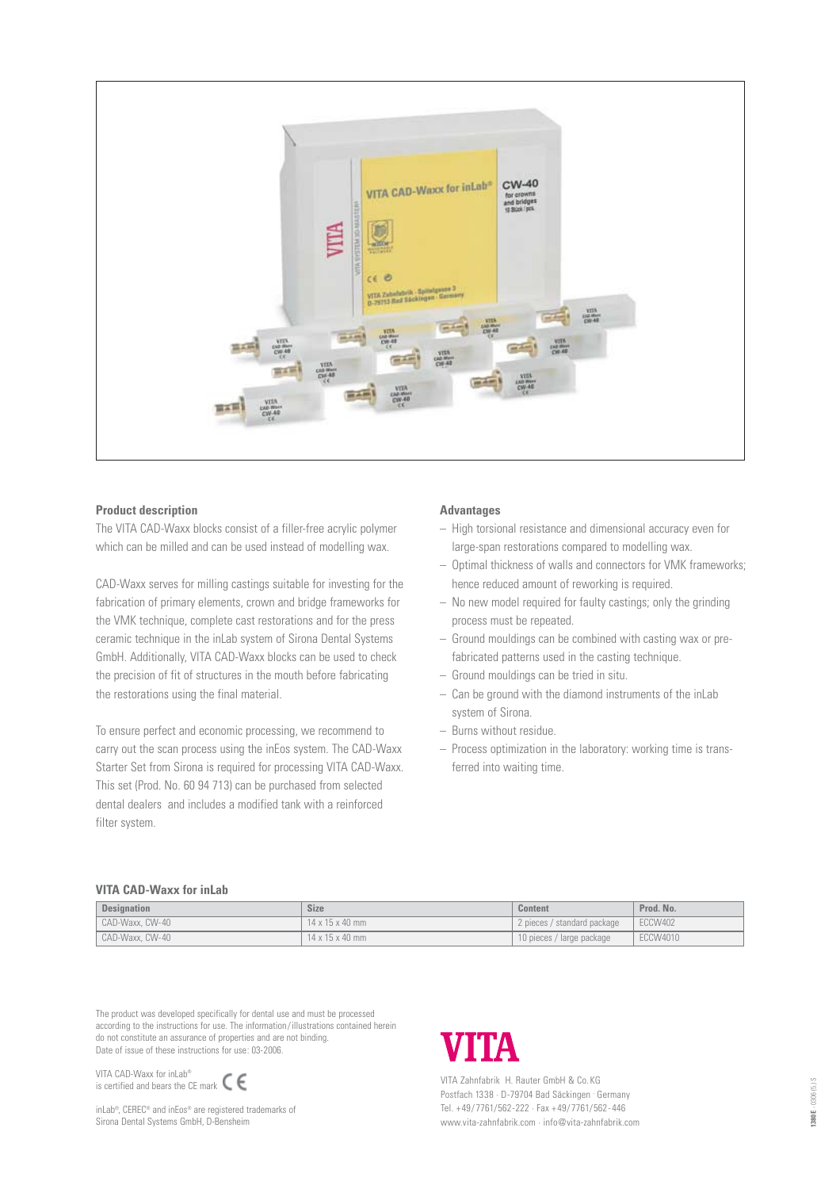### Product description

The VITA CAD-Waxx blocks consist of a filler-free acrylic polymer which can be milled and can be used instead of modelling wax.

CAD-Waxx serves for milling castings suitable for investing for the fabrication of primary elements, crown and bridge frameworks for the VMK technique, complete cast restorations and for the press ceramic technique in the inLab system of Sirona Dental Systems GmbH. Additionally, VITA CAD-Waxx blocks can be used to check the precision of fit of structures in the mouth before fabricating the restorations using the final material.

To ensure perfect and economic processing, we recommend to carry out the scan process using the inEos system. The CAD-Waxx Starter Set from Sirona is required for processing VITA CAD-Waxx. This set (Prod. No. 60 94 713) can be purchased from selected dental dealers and includes a modified tank with a reinforced filter system.

### Advantages

- High torsional resistance and dimensional accuracy even for large-span restorations compared to modelling wax.
- Optimal thickness of walls and connectors for VMK frameworks; hence reduced amount of reworking is required.
- No new model required for faulty castings; only the grinding process must be repeated.
- Ground mouldings can be combined with casting wax or prefabricated patterns used in the casting technique.
- Ground mouldings can be tried in situ.
- Can be ground with the diamond instruments of the inLab system of Sirona.
- Burns without residue.
- Process optimization in the laboratory: working time is transferred into waiting time.

### VITA CAD-Waxx for inLab

| Designation | Size | Content | Prod. No. |
|---|---|---|---|
| CAD-Waxx, CW-40 | 14 x 15 x 40 mm | 2 pieces / standard package | ECCW402 |
| CAD-Waxx, CW-40 | 14 x 15 x 40 mm | 10 pieces / large package | ECCW4010 |

The product was developed specifically for dental use and must be processed according to the instructions for use. The information/illustrations contained herein do not constitute an assurance of properties and are not binding.
Date of issue of these instructions for use: 03-2006.

VITA CAD-Waxx for inLab® is certified and bears the CE mark

inLab®, CEREC® and inEos® are registered trademarks of Sirona Dental Systems GmbH, D-Bensheim

VITA

VITA Zahnfabrik H. Rauter GmbH & Co.KG
Postfach 1338 · D-79704 Bad Säckingen · Germany
Tel. +49/7761/562-222 · Fax +49/7761/562-446
www.vita-zahnfabrik.com · info@vita-zahnfabrik.com

1380E - 0306 (S.) S